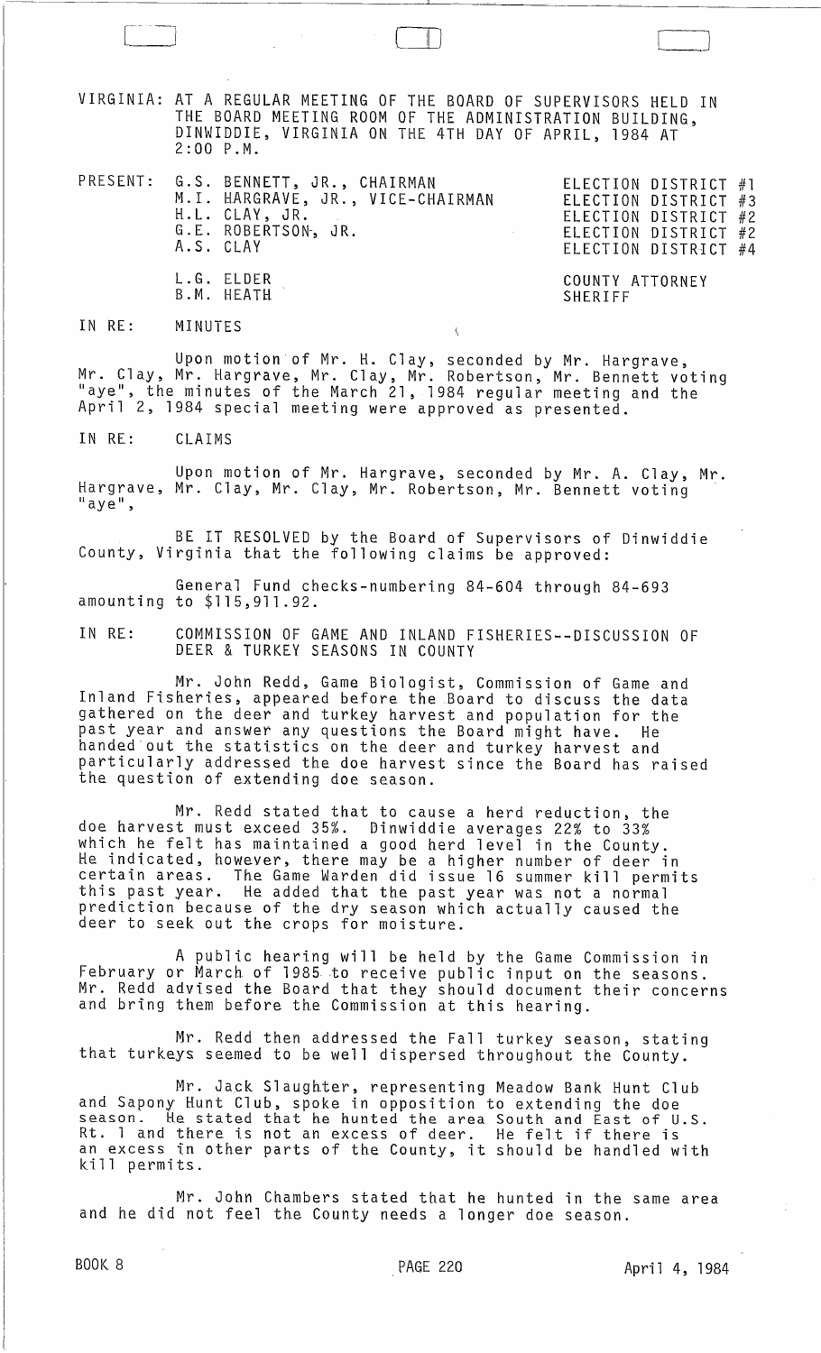VIRGINIA: AT A REGULAR MEETING OF THE BOARD OF SUPERVISORS HELD IN THE BOARD MEETING ROOM OF THE ADMINISTRATION BUILDING, DINWIDDIE, VIRGINIA ON THE 4TH DAY OF APRIL, 1984 AT 2:00 P.M.

| | | |
|---|---|---|
| PRESENT: | G.S. BENNETT, JR., CHAIRMAN | ELECTION DISTRICT #1 |
| | M.I. HARGRAVE, JR., VICE-CHAIRMAN | ELECTION DISTRICT #3 |
| | H.L. CLAY, JR. | ELECTION DISTRICT #2 |
| | G.E. ROBERTSON, JR. | ELECTION DISTRICT #2 |
| | A.S. CLAY | ELECTION DISTRICT #4 |
| | L.G. ELDER | COUNTY ATTORNEY |
| | B.M. HEATH | SHERIFF |

IN RE: MINUTES

Upon motion of Mr. H. Clay, seconded by Mr. Hargrave, Mr. Clay, Mr. Hargrave, Mr. Clay, Mr. Robertson, Mr. Bennett voting "aye", the minutes of the March 21, 1984 regular meeting and the April 2, 1984 special meeting were approved as presented.

IN RE: CLAIMS

Upon motion of Mr. Hargrave, seconded by Mr. A. Clay, Mr. Hargrave, Mr. Clay, Mr. Clay, Mr. Robertson, Mr. Bennett voting "aye",

BE IT RESOLVED by the Board of Supervisors of Dinwiddie County, Virginia that the following claims be approved:

General Fund checks-numbering 84-604 through 84-693 amounting to $115,911.92.

IN RE: COMMISSION OF GAME AND INLAND FISHERIES--DISCUSSION OF DEER & TURKEY SEASONS IN COUNTY

Mr. John Redd, Game Biologist, Commission of Game and Inland Fisheries, appeared before the Board to discuss the data gathered on the deer and turkey harvest and population for the past year and answer any questions the Board might have. He handed out the statistics on the deer and turkey harvest and particularly addressed the doe harvest since the Board has raised the question of extending doe season.

Mr. Redd stated that to cause a herd reduction, the doe harvest must exceed 35%. Dinwiddie averages 22% to 33% which he felt has maintained a good herd level in the County. He indicated, however, there may be a higher number of deer in certain areas. The Game Warden did issue 16 summer kill permits this past year. He added that the past year was not a normal prediction because of the dry season which actually caused the deer to seek out the crops for moisture.

A public hearing will be held by the Game Commission in February or March of 1985 to receive public input on the seasons. Mr. Redd advised the Board that they should document their concerns and bring them before the Commission at this hearing.

Mr. Redd then addressed the Fall turkey season, stating that turkeys seemed to be well dispersed throughout the County.

Mr. Jack Slaughter, representing Meadow Bank Hunt Club and Sapony Hunt Club, spoke in opposition to extending the doe season. He stated that he hunted the area South and East of U.S. Rt. 1 and there is not an excess of deer. He felt if there is an excess in other parts of the County, it should be handled with kill permits.

Mr. John Chambers stated that he hunted in the same area and he did not feel the County needs a longer doe season.

BOOK 8 PAGE 220 April 4, 1984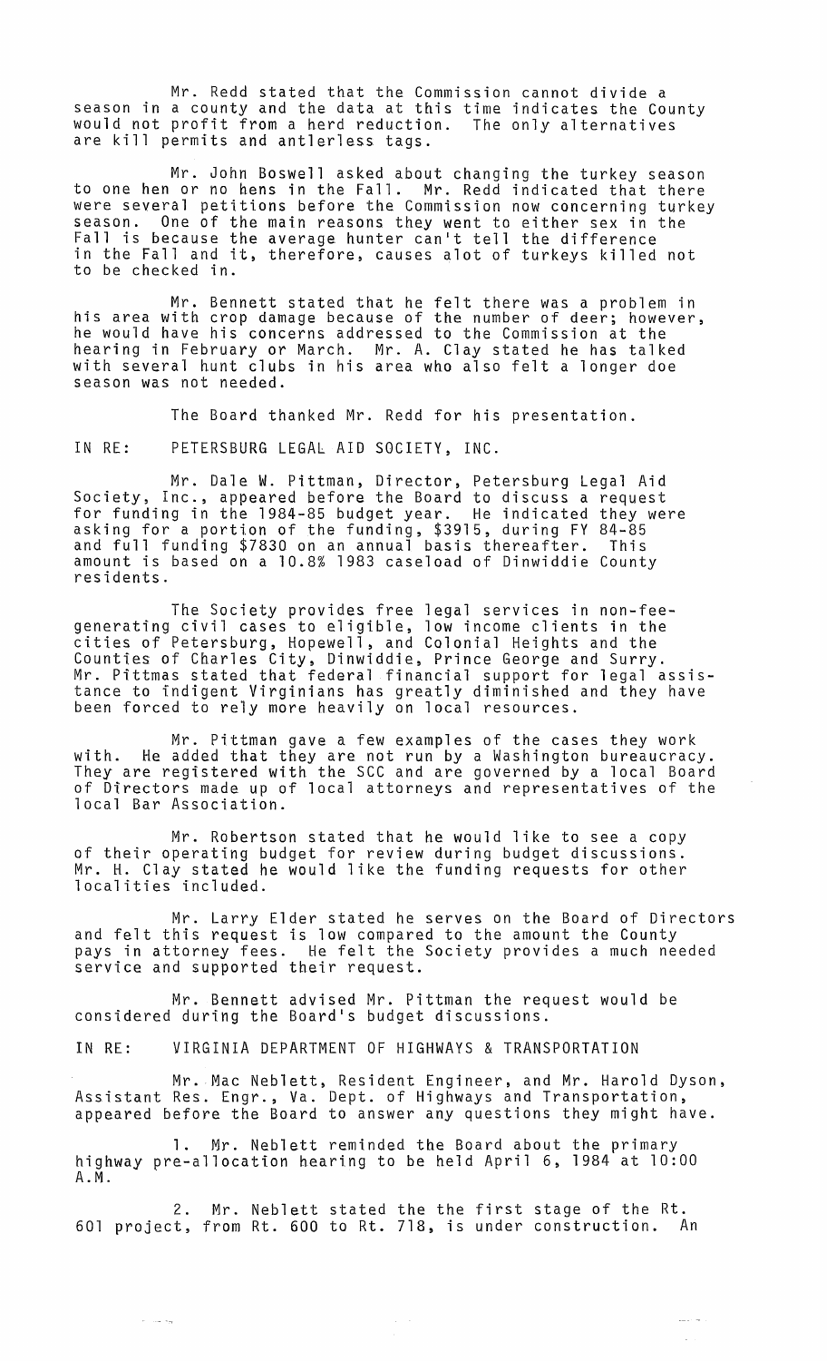Mr. Redd stated that the Commission cannot divide a season in a county and the data at this time indicates the County would not profit from a herd reduction. The only alternatives are kill permits and antlerless tags.

Mr. John Boswell asked about changing the turkey season to one hen or no hens in the Fall. Mr. Redd indicated that there were several petitions before the Commission now concerning turkey season. One of the main reasons they went to either sex in the Fall is because the average hunter can't tell the difference in the Fall and it, therefore, causes alot of turkeys killed not to be checked in.

Mr. Bennett stated that he felt there was a problem in his area with crop damage because of the number of deer; however, he would have his concerns addressed to the Commission at the hearing in February or March. Mr. A. Clay stated he has talked with several hunt clubs in his area who also felt a longer doe season was not needed.

The Board thanked Mr. Redd for his presentation.

IN RE: PETERSBURG LEGAL AID SOCIETY, INC.

Mr. Dale W. Pittman, Director, Petersburg Legal Aid Society, Inc., appeared before the Board to discuss a request for funding in the 1984-85 budget year. He indicated they were asking for a portion of the funding, $3915, during FY 84-85 and full funding $7830 on an annual basis thereafter. This amount is based on a 10.8% 1983 caseload of Dinwiddie County residents.

The Society provides free legal services in non-fee-generating civil cases to eligible, low income clients in the cities of Petersburg, Hopewell, and Colonial Heights and the Counties of Charles City, Dinwiddie, Prince George and Surry. Mr. Pittmas stated that federal financial support for legal assistance to indigent Virginians has greatly diminished and they have been forced to rely more heavily on local resources.

Mr. Pittman gave a few examples of the cases they work with. He added that they are not run by a Washington bureaucracy. They are registered with the SCC and are governed by a local Board of Directors made up of local attorneys and representatives of the local Bar Association.

Mr. Robertson stated that he would like to see a copy of their operating budget for review during budget discussions. Mr. H. Clay stated he would like the funding requests for other localities included.

Mr. Larry Elder stated he serves on the Board of Directors and felt this request is low compared to the amount the County pays in attorney fees. He felt the Society provides a much needed service and supported their request.

Mr. Bennett advised Mr. Pittman the request would be considered during the Board's budget discussions.

IN RE: VIRGINIA DEPARTMENT OF HIGHWAYS & TRANSPORTATION

Mr. Mac Neblett, Resident Engineer, and Mr. Harold Dyson, Assistant Res. Engr., Va. Dept. of Highways and Transportation, appeared before the Board to answer any questions they might have.

1. Mr. Neblett reminded the Board about the primary highway pre-allocation hearing to be held April 6, 1984 at 10:00 A.M.

2. Mr. Neblett stated the the first stage of the Rt. 601 project, from Rt. 600 to Rt. 718, is under construction. An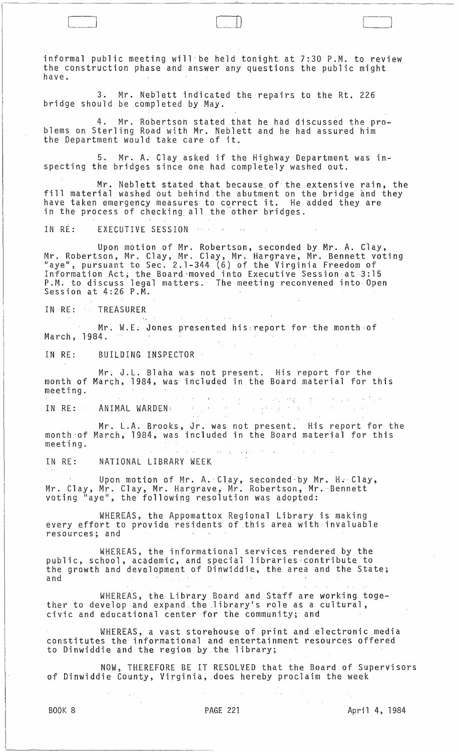informal public meeting will be held tonight at 7:30 P.M. to review the construction phase and answer any questions the public might have.

3. Mr. Neblett indicated the repairs to the Rt. 226 bridge should be completed by May.

4. Mr. Robertson stated that he had discussed the problems on Sterling Road with Mr. Neblett and he had assured him the Department would take care of it.

5. Mr. A. Clay asked if the Highway Department was inspecting the bridges since one had completely washed out.

Mr. Neblett stated that because of the extensive rain, the fill material washed out behind the abutment on the bridge and they have taken emergency measures to correct it. He added they are in the process of checking all the other bridges.

IN RE: EXECUTIVE SESSION

Upon motion of Mr. Robertson, seconded by Mr. A. Clay, Mr. Robertson, Mr. Clay, Mr. Clay, Mr. Hargrave, Mr. Bennett voting "aye", pursuant to Sec. 2.1-344 (6) of the Virginia Freedom of Information Act, the Board moved into Executive Session at 3:15 P.M. to discuss legal matters. The meeting reconvened into Open Session at 4:26 P.M.

IN RE: TREASURER

Mr. W.E. Jones presented his report for the month of March, 1984.

IN RE: BUILDING INSPECTOR

Mr. J.L. Blaha was not present. His report for the month of March, 1984, was included in the Board material for this meeting.

IN RE: ANIMAL WARDEN

Mr. L.A. Brooks, Jr. was not present. His report for the month of March, 1984, was included in the Board material for this meeting.

IN RE: NATIONAL LIBRARY WEEK

Upon motion of Mr. A. Clay, seconded by Mr. H. Clay, Mr. Clay, Mr. Clay, Mr. Hargrave, Mr. Robertson, Mr. Bennett voting "aye", the following resolution was adopted:

WHEREAS, the Appomattox Regional Library is making every effort to provide residents of this area with invaluable resources; and

WHEREAS, the informational services rendered by the public, school, academic, and special libraries contribute to the growth and development of Dinwiddie, the area and the State; and

WHEREAS, the Library Board and Staff are working together to develop and expand the library's role as a cultural, civic and educational center for the community; and

WHEREAS, a vast storehouse of print and electronic media constitutes the informational and entertainment resources offered to Dinwiddie and the region by the library;

NOW, THEREFORE BE IT RESOLVED that the Board of Supervisors of Dinwiddie County, Virginia, does hereby proclaim the week

BOOK 8 PAGE 221 April 4, 1984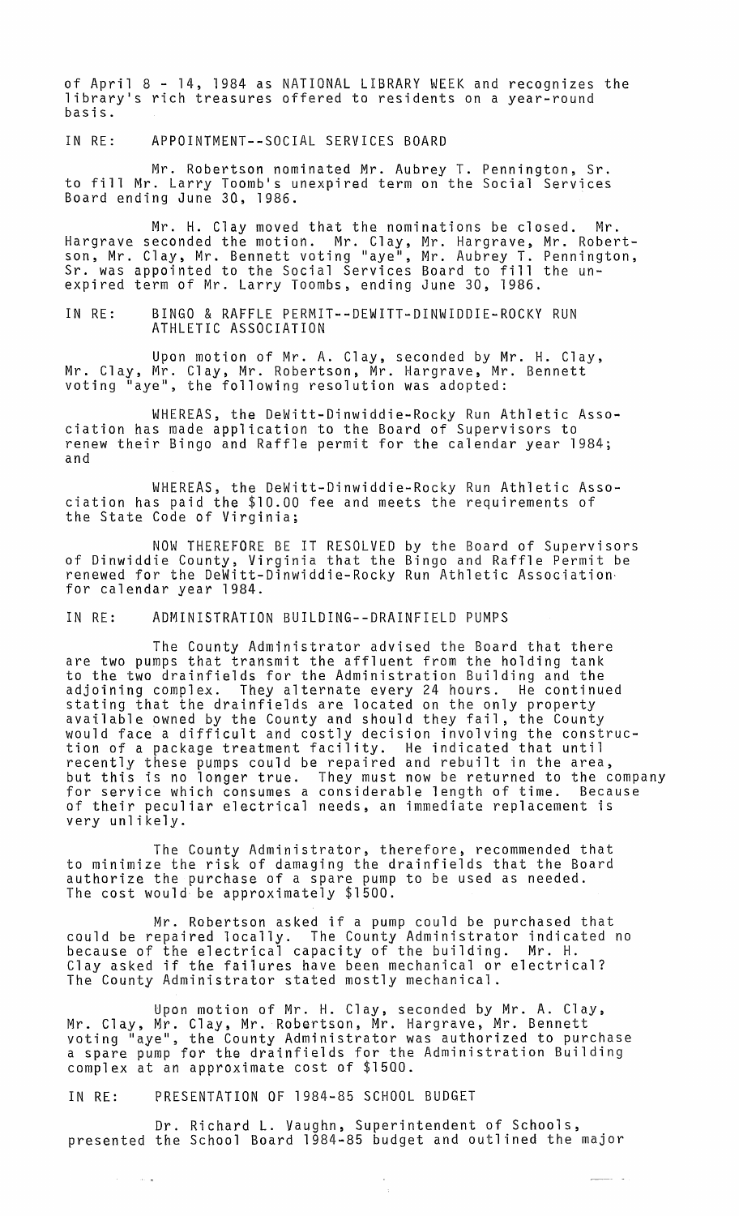of April 8 - 14, 1984 as NATIONAL LIBRARY WEEK and recognizes the library's rich treasures offered to residents on a year-round basis.

IN RE: APPOINTMENT--SOCIAL SERVICES BOARD

Mr. Robertson nominated Mr. Aubrey T. Pennington, Sr. to fill Mr. Larry Toomb's unexpired term on the Social Services Board ending June 30, 1986.

Mr. H. Clay moved that the nominations be closed. Mr. Hargrave seconded the motion. Mr. Clay, Mr. Hargrave, Mr. Robertson, Mr. Clay, Mr. Bennett voting "aye", Mr. Aubrey T. Pennington, Sr. was appointed to the Social Services Board to fill the unexpired term of Mr. Larry Toombs, ending June 30, 1986.

IN RE: BINGO & RAFFLE PERMIT--DEWITT-DINWIDDIE-ROCKY RUN ATHLETIC ASSOCIATION

Upon motion of Mr. A. Clay, seconded by Mr. H. Clay, Mr. Clay, Mr. Clay, Mr. Robertson, Mr. Hargrave, Mr. Bennett voting "aye", the following resolution was adopted:

WHEREAS, the DeWitt-Dinwiddie-Rocky Run Athletic Association has made application to the Board of Supervisors to renew their Bingo and Raffle permit for the calendar year 1984; and

WHEREAS, the DeWitt-Dinwiddie-Rocky Run Athletic Association has paid the $10.00 fee and meets the requirements of the State Code of Virginia;

NOW THEREFORE BE IT RESOLVED by the Board of Supervisors of Dinwiddie County, Virginia that the Bingo and Raffle Permit be renewed for the DeWitt-Dinwiddie-Rocky Run Athletic Association for calendar year 1984.

IN RE: ADMINISTRATION BUILDING--DRAINFIELD PUMPS

The County Administrator advised the Board that there are two pumps that transmit the affluent from the holding tank to the two drainfields for the Administration Building and the adjoining complex. They alternate every 24 hours. He continued stating that the drainfields are located on the only property available owned by the County and should they fail, the County would face a difficult and costly decision involving the construction of a package treatment facility. He indicated that until recently these pumps could be repaired and rebuilt in the area, but this is no longer true. They must now be returned to the company for service which consumes a considerable length of time. Because of their peculiar electrical needs, an immediate replacement is very unlikely.

The County Administrator, therefore, recommended that to minimize the risk of damaging the drainfields that the Board authorize the purchase of a spare pump to be used as needed. The cost would be approximately $1500.

Mr. Robertson asked if a pump could be purchased that could be repaired locally. The County Administrator indicated no because of the electrical capacity of the building. Mr. H. Clay asked if the failures have been mechanical or electrical? The County Administrator stated mostly mechanical.

Upon motion of Mr. H. Clay, seconded by Mr. A. Clay, Mr. Clay, Mr. Clay, Mr. Robertson, Mr. Hargrave, Mr. Bennett voting "aye", the County Administrator was authorized to purchase a spare pump for the drainfields for the Administration Building complex at an approximate cost of $1500.

IN RE: PRESENTATION OF 1984-85 SCHOOL BUDGET

Dr. Richard L. Vaughn, Superintendent of Schools, presented the School Board 1984-85 budget and outlined the major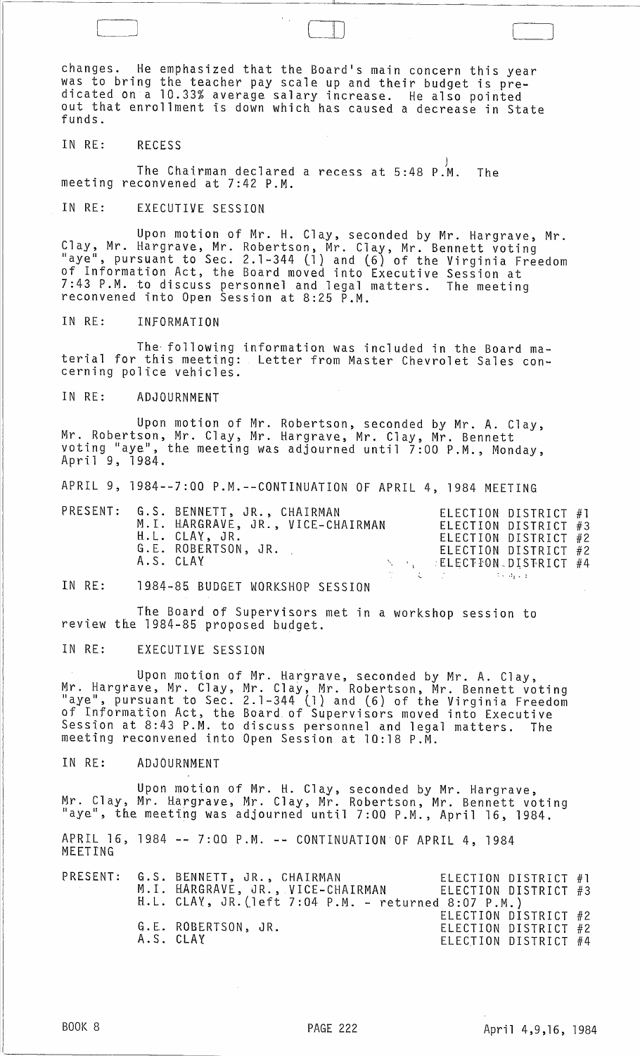changes. He emphasized that the Board's main concern this year was to bring the teacher pay scale up and their budget is predicated on a 10.33% average salary increase. He also pointed out that enrollment is down which has caused a decrease in State funds.

IN RE: RECESS

The Chairman declared a recess at 5:48 P.M. The meeting reconvened at 7:42 P.M.

IN RE: EXECUTIVE SESSION

Upon motion of Mr. H. Clay, seconded by Mr. Hargrave, Mr. Clay, Mr. Hargrave, Mr. Robertson, Mr. Clay, Mr. Bennett voting "aye", pursuant to Sec. 2.1-344 (1) and (6) of the Virginia Freedom of Information Act, the Board moved into Executive Session at 7:43 P.M. to discuss personnel and legal matters. The meeting reconvened into Open Session at 8:25 P.M.

IN RE: INFORMATION

The following information was included in the Board material for this meeting: Letter from Master Chevrolet Sales concerning police vehicles.

IN RE: ADJOURNMENT

Upon motion of Mr. Robertson, seconded by Mr. A. Clay, Mr. Robertson, Mr. Clay, Mr. Hargrave, Mr. Clay, Mr. Bennett voting "aye", the meeting was adjourned until 7:00 P.M., Monday, April 9, 1984.

APRIL 9, 1984--7:00 P.M.--CONTINUATION OF APRIL 4, 1984 MEETING

| | | |
|---|---|---|
| PRESENT: | G.S. BENNETT, JR., CHAIRMAN | ELECTION DISTRICT #1 |
| | M.I. HARGRAVE, JR., VICE-CHAIRMAN | ELECTION DISTRICT #3 |
| | H.L. CLAY, JR. | ELECTION DISTRICT #2 |
| | G.E. ROBERTSON, JR. | ELECTION DISTRICT #2 |
| | A.S. CLAY | ELECTION DISTRICT #4 |

IN RE: 1984-85 BUDGET WORKSHOP SESSION

The Board of Supervisors met in a workshop session to review the 1984-85 proposed budget.

IN RE: EXECUTIVE SESSION

Upon motion of Mr. Hargrave, seconded by Mr. A. Clay, Mr. Hargrave, Mr. Clay, Mr. Clay, Mr. Robertson, Mr. Bennett voting "aye", pursuant to Sec. 2.1-344 (1) and (6) of the Virginia Freedom of Information Act, the Board of Supervisors moved into Executive Session at 8:43 P.M. to discuss personnel and legal matters. The meeting reconvened into Open Session at 10:18 P.M.

IN RE: ADJOURNMENT

Upon motion of Mr. H. Clay, seconded by Mr. Hargrave, Mr. Clay, Mr. Hargrave, Mr. Clay, Mr. Robertson, Mr. Bennett voting "aye", the meeting was adjourned until 7:00 P.M., April 16, 1984.

APRIL 16, 1984 -- 7:00 P.M. -- CONTINUATION OF APRIL 4, 1984 MEETING

| | | |
|---|---|---|
| PRESENT: | G.S. BENNETT, JR., CHAIRMAN | ELECTION DISTRICT #1 |
| | M.I. HARGRAVE, JR., VICE-CHAIRMAN | ELECTION DISTRICT #3 |
| | H.L. CLAY, JR. (left 7:04 P.M. - returned 8:07 P.M.) | ELECTION DISTRICT #2 |
| | G.E. ROBERTSON, JR. | ELECTION DISTRICT #2 |
| | A.S. CLAY | ELECTION DISTRICT #4 |

BOOK 8 PAGE 222 April 4,9,16, 1984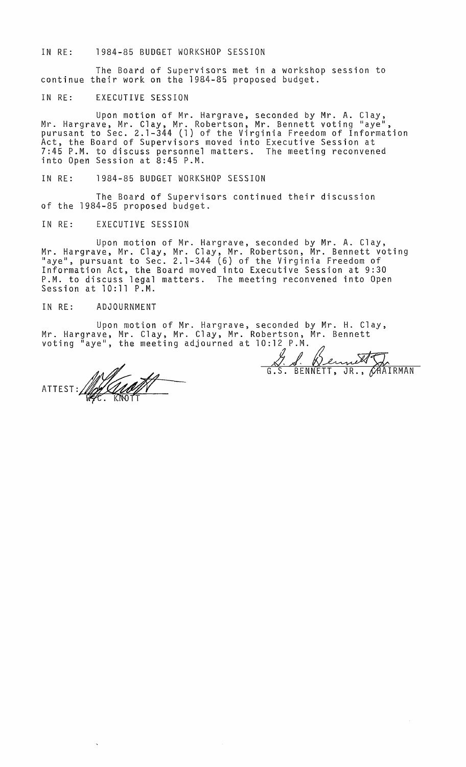IN RE: 1984-85 BUDGET WORKSHOP SESSION

The Board of Supervisors met in a workshop session to continue their work on the 1984-85 proposed budget.

IN RE: EXECUTIVE SESSION

Upon motion of Mr. Hargrave, seconded by Mr. A. Clay, Mr. Hargrave, Mr. Clay, Mr. Robertson, Mr. Bennett voting "aye", purusant to Sec. 2.1-344 (1) of the Virginia Freedom of Information Act, the Board of Supervisors moved into Executive Session at 7:45 P.M. to discuss personnel matters. The meeting reconvened into Open Session at 8:45 P.M.

IN RE: 1984-85 BUDGET WORKSHOP SESSION

The Board of Supervisors continued their discussion of the 1984-85 proposed budget.

IN RE: EXECUTIVE SESSION

Upon motion of Mr. Hargrave, seconded by Mr. A. Clay, Mr. Hargrave, Mr. Clay, Mr. Clay, Mr. Robertson, Mr. Bennett voting "aye", pursuant to Sec. 2.1-344 (6) of the Virginia Freedom of Information Act, the Board moved into Executive Session at 9:30 P.M. to discuss legal matters. The meeting reconvened into Open Session at 10:11 P.M.

IN RE: ADJOURNMENT

Upon motion of Mr. Hargrave, seconded by Mr. H. Clay, Mr. Hargrave, Mr. Clay, Mr. Clay, Mr. Robertson, Mr. Bennett voting "aye", the meeting adjourned at 10:12 P.M.

G.S. BENNETT, JR., CHAIRMAN

ATTEST: W. C. KNOTT